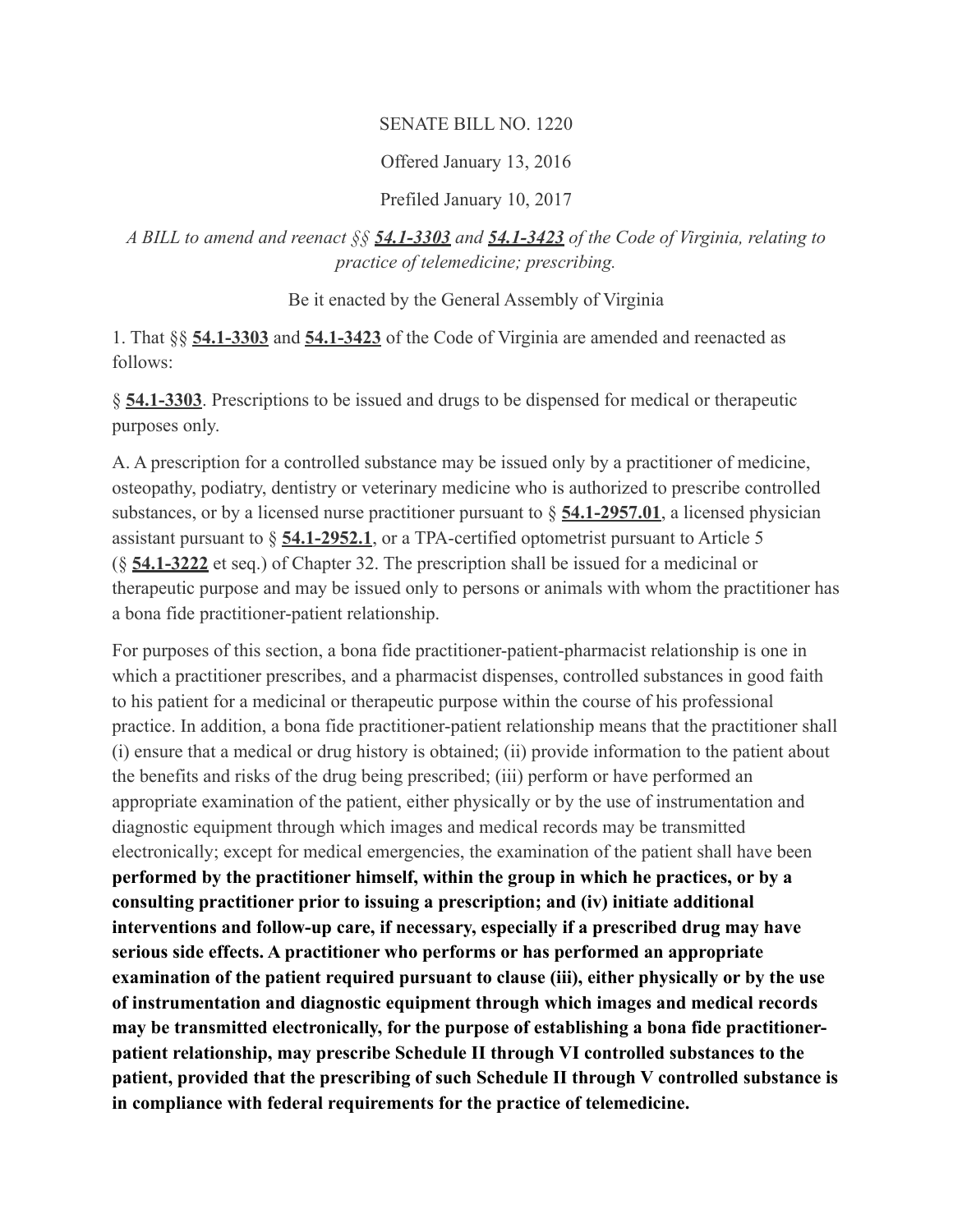SENATE BILL NO. 1220

Offered January 13, 2016

Prefiled January 10, 2017

*A BILL to amend and reenact §§ **54.1-3303** and **54.1-3423** of the Code of Virginia, relating to practice of telemedicine; prescribing.*

Be it enacted by the General Assembly of Virginia

1. That §§ **54.1-3303** and **54.1-3423** of the Code of Virginia are amended and reenacted as follows:

§ **54.1-3303**. Prescriptions to be issued and drugs to be dispensed for medical or therapeutic purposes only.

A. A prescription for a controlled substance may be issued only by a practitioner of medicine, osteopathy, podiatry, dentistry or veterinary medicine who is authorized to prescribe controlled substances, or by a licensed nurse practitioner pursuant to § **54.1-2957.01**, a licensed physician assistant pursuant to § **54.1-2952.1**, or a TPA-certified optometrist pursuant to Article 5 (§ **54.1-3222** et seq.) of Chapter 32. The prescription shall be issued for a medicinal or therapeutic purpose and may be issued only to persons or animals with whom the practitioner has a bona fide practitioner-patient relationship.

For purposes of this section, a bona fide practitioner-patient-pharmacist relationship is one in which a practitioner prescribes, and a pharmacist dispenses, controlled substances in good faith to his patient for a medicinal or therapeutic purpose within the course of his professional practice. In addition, a bona fide practitioner-patient relationship means that the practitioner shall (i) ensure that a medical or drug history is obtained; (ii) provide information to the patient about the benefits and risks of the drug being prescribed; (iii) perform or have performed an appropriate examination of the patient, either physically or by the use of instrumentation and diagnostic equipment through which images and medical records may be transmitted electronically; except for medical emergencies, the examination of the patient shall have been **performed by the practitioner himself, within the group in which he practices, or by a consulting practitioner prior to issuing a prescription; and (iv) initiate additional interventions and follow-up care, if necessary, especially if a prescribed drug may have serious side effects. A practitioner who performs or has performed an appropriate examination of the patient required pursuant to clause (iii), either physically or by the use of instrumentation and diagnostic equipment through which images and medical records may be transmitted electronically, for the purpose of establishing a bona fide practitioner-patient relationship, may prescribe Schedule II through VI controlled substances to the patient, provided that the prescribing of such Schedule II through V controlled substance is in compliance with federal requirements for the practice of telemedicine.**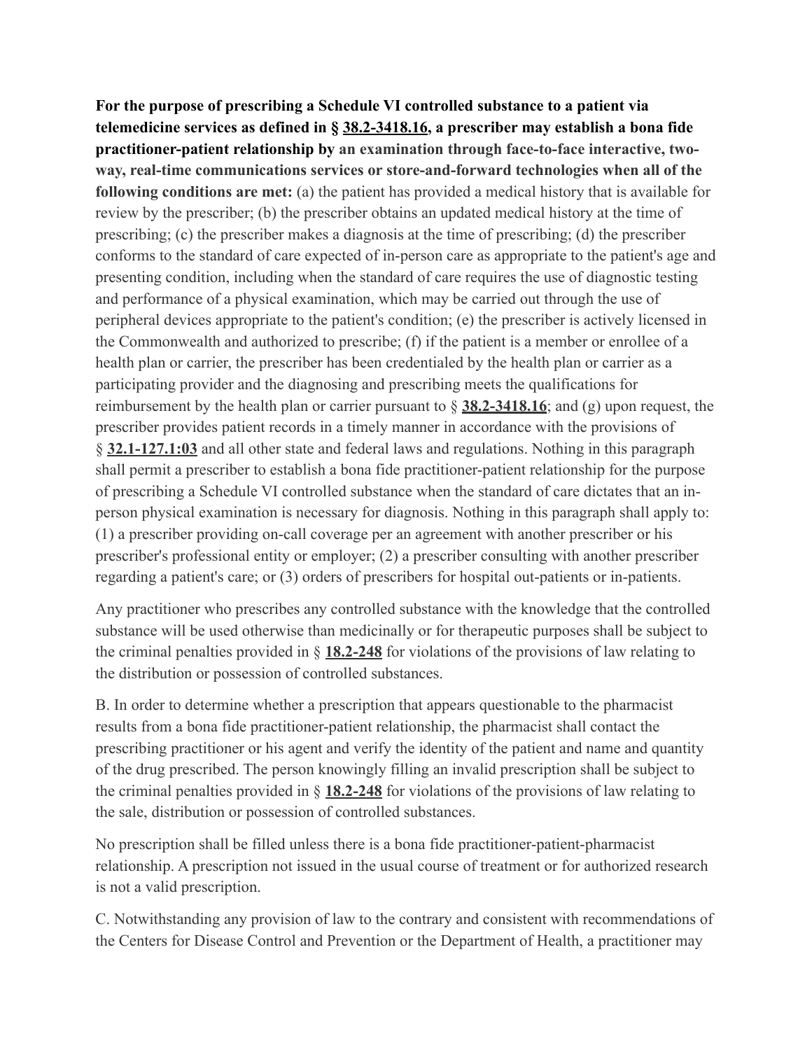**For the purpose of prescribing a Schedule VI controlled substance to a patient via telemedicine services as defined in § 38.2-3418.16, a prescriber may establish a bona fide practitioner-patient relationship by an examination through face-to-face interactive, two-way, real-time communications services or store-and-forward technologies when all of the following conditions are met:** (a) the patient has provided a medical history that is available for review by the prescriber; (b) the prescriber obtains an updated medical history at the time of prescribing; (c) the prescriber makes a diagnosis at the time of prescribing; (d) the prescriber conforms to the standard of care expected of in-person care as appropriate to the patient's age and presenting condition, including when the standard of care requires the use of diagnostic testing and performance of a physical examination, which may be carried out through the use of peripheral devices appropriate to the patient's condition; (e) the prescriber is actively licensed in the Commonwealth and authorized to prescribe; (f) if the patient is a member or enrollee of a health plan or carrier, the prescriber has been credentialed by the health plan or carrier as a participating provider and the diagnosing and prescribing meets the qualifications for reimbursement by the health plan or carrier pursuant to § **38.2-3418.16**; and (g) upon request, the prescriber provides patient records in a timely manner in accordance with the provisions of § **32.1-127.1:03** and all other state and federal laws and regulations. Nothing in this paragraph shall permit a prescriber to establish a bona fide practitioner-patient relationship for the purpose of prescribing a Schedule VI controlled substance when the standard of care dictates that an in-person physical examination is necessary for diagnosis. Nothing in this paragraph shall apply to: (1) a prescriber providing on-call coverage per an agreement with another prescriber or his prescriber's professional entity or employer; (2) a prescriber consulting with another prescriber regarding a patient's care; or (3) orders of prescribers for hospital out-patients or in-patients.

Any practitioner who prescribes any controlled substance with the knowledge that the controlled substance will be used otherwise than medicinally or for therapeutic purposes shall be subject to the criminal penalties provided in § **18.2-248** for violations of the provisions of law relating to the distribution or possession of controlled substances.

B. In order to determine whether a prescription that appears questionable to the pharmacist results from a bona fide practitioner-patient relationship, the pharmacist shall contact the prescribing practitioner or his agent and verify the identity of the patient and name and quantity of the drug prescribed. The person knowingly filling an invalid prescription shall be subject to the criminal penalties provided in § **18.2-248** for violations of the provisions of law relating to the sale, distribution or possession of controlled substances.

No prescription shall be filled unless there is a bona fide practitioner-patient-pharmacist relationship. A prescription not issued in the usual course of treatment or for authorized research is not a valid prescription.

C. Notwithstanding any provision of law to the contrary and consistent with recommendations of the Centers for Disease Control and Prevention or the Department of Health, a practitioner may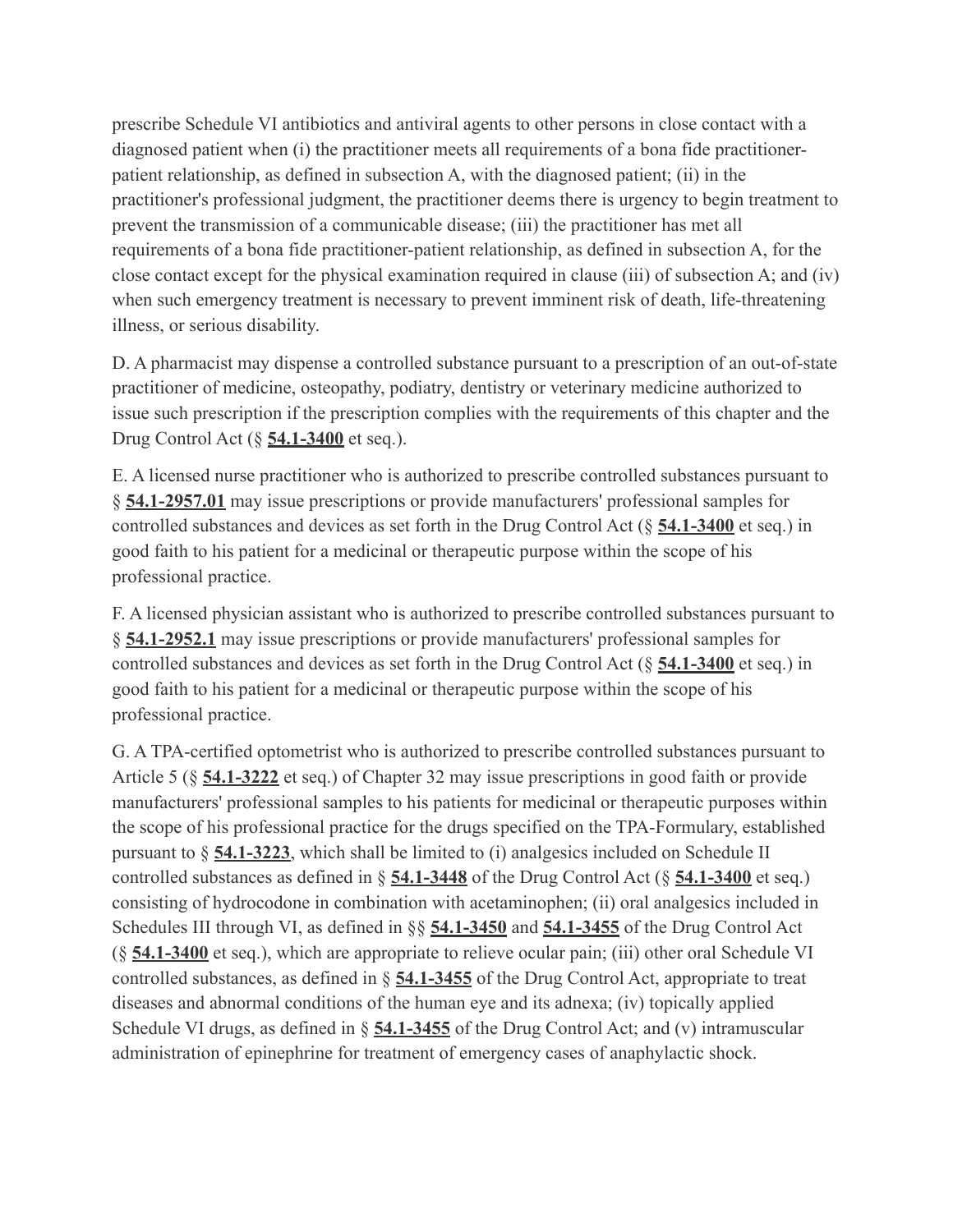prescribe Schedule VI antibiotics and antiviral agents to other persons in close contact with a diagnosed patient when (i) the practitioner meets all requirements of a bona fide practitioner-patient relationship, as defined in subsection A, with the diagnosed patient; (ii) in the practitioner's professional judgment, the practitioner deems there is urgency to begin treatment to prevent the transmission of a communicable disease; (iii) the practitioner has met all requirements of a bona fide practitioner-patient relationship, as defined in subsection A, for the close contact except for the physical examination required in clause (iii) of subsection A; and (iv) when such emergency treatment is necessary to prevent imminent risk of death, life-threatening illness, or serious disability.

D. A pharmacist may dispense a controlled substance pursuant to a prescription of an out-of-state practitioner of medicine, osteopathy, podiatry, dentistry or veterinary medicine authorized to issue such prescription if the prescription complies with the requirements of this chapter and the Drug Control Act (§ **54.1-3400** et seq.).

E. A licensed nurse practitioner who is authorized to prescribe controlled substances pursuant to § **54.1-2957.01** may issue prescriptions or provide manufacturers' professional samples for controlled substances and devices as set forth in the Drug Control Act (§ **54.1-3400** et seq.) in good faith to his patient for a medicinal or therapeutic purpose within the scope of his professional practice.

F. A licensed physician assistant who is authorized to prescribe controlled substances pursuant to § **54.1-2952.1** may issue prescriptions or provide manufacturers' professional samples for controlled substances and devices as set forth in the Drug Control Act (§ **54.1-3400** et seq.) in good faith to his patient for a medicinal or therapeutic purpose within the scope of his professional practice.

G. A TPA-certified optometrist who is authorized to prescribe controlled substances pursuant to Article 5 (§ **54.1-3222** et seq.) of Chapter 32 may issue prescriptions in good faith or provide manufacturers' professional samples to his patients for medicinal or therapeutic purposes within the scope of his professional practice for the drugs specified on the TPA-Formulary, established pursuant to § **54.1-3223**, which shall be limited to (i) analgesics included on Schedule II controlled substances as defined in § **54.1-3448** of the Drug Control Act (§ **54.1-3400** et seq.) consisting of hydrocodone in combination with acetaminophen; (ii) oral analgesics included in Schedules III through VI, as defined in §§ **54.1-3450** and **54.1-3455** of the Drug Control Act (§ **54.1-3400** et seq.), which are appropriate to relieve ocular pain; (iii) other oral Schedule VI controlled substances, as defined in § **54.1-3455** of the Drug Control Act, appropriate to treat diseases and abnormal conditions of the human eye and its adnexa; (iv) topically applied Schedule VI drugs, as defined in § **54.1-3455** of the Drug Control Act; and (v) intramuscular administration of epinephrine for treatment of emergency cases of anaphylactic shock.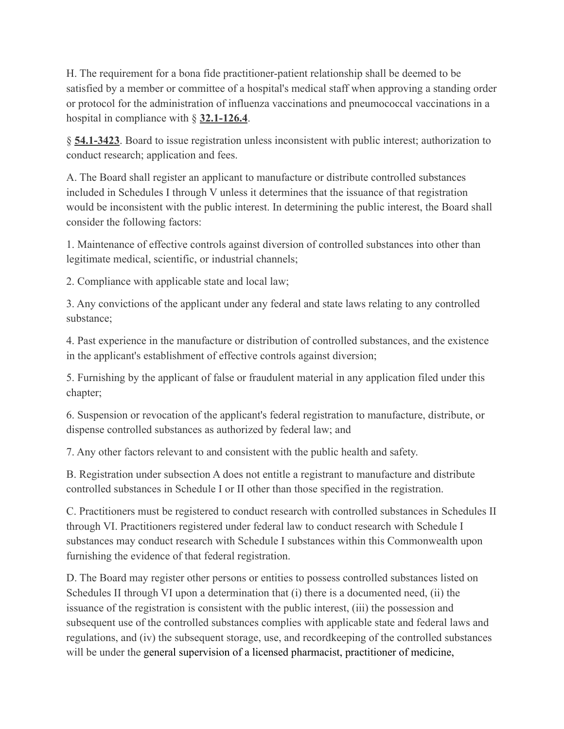H. The requirement for a bona fide practitioner-patient relationship shall be deemed to be satisfied by a member or committee of a hospital's medical staff when approving a standing order or protocol for the administration of influenza vaccinations and pneumococcal vaccinations in a hospital in compliance with § **32.1-126.4**.

§ **54.1-3423**. Board to issue registration unless inconsistent with public interest; authorization to conduct research; application and fees.

A. The Board shall register an applicant to manufacture or distribute controlled substances included in Schedules I through V unless it determines that the issuance of that registration would be inconsistent with the public interest. In determining the public interest, the Board shall consider the following factors:

1. Maintenance of effective controls against diversion of controlled substances into other than legitimate medical, scientific, or industrial channels;

2. Compliance with applicable state and local law;

3. Any convictions of the applicant under any federal and state laws relating to any controlled substance;

4. Past experience in the manufacture or distribution of controlled substances, and the existence in the applicant's establishment of effective controls against diversion;

5. Furnishing by the applicant of false or fraudulent material in any application filed under this chapter;

6. Suspension or revocation of the applicant's federal registration to manufacture, distribute, or dispense controlled substances as authorized by federal law; and

7. Any other factors relevant to and consistent with the public health and safety.

B. Registration under subsection A does not entitle a registrant to manufacture and distribute controlled substances in Schedule I or II other than those specified in the registration.

C. Practitioners must be registered to conduct research with controlled substances in Schedules II through VI. Practitioners registered under federal law to conduct research with Schedule I substances may conduct research with Schedule I substances within this Commonwealth upon furnishing the evidence of that federal registration.

D. The Board may register other persons or entities to possess controlled substances listed on Schedules II through VI upon a determination that (i) there is a documented need, (ii) the issuance of the registration is consistent with the public interest, (iii) the possession and subsequent use of the controlled substances complies with applicable state and federal laws and regulations, and (iv) the subsequent storage, use, and recordkeeping of the controlled substances will be under the general supervision of a licensed pharmacist, practitioner of medicine,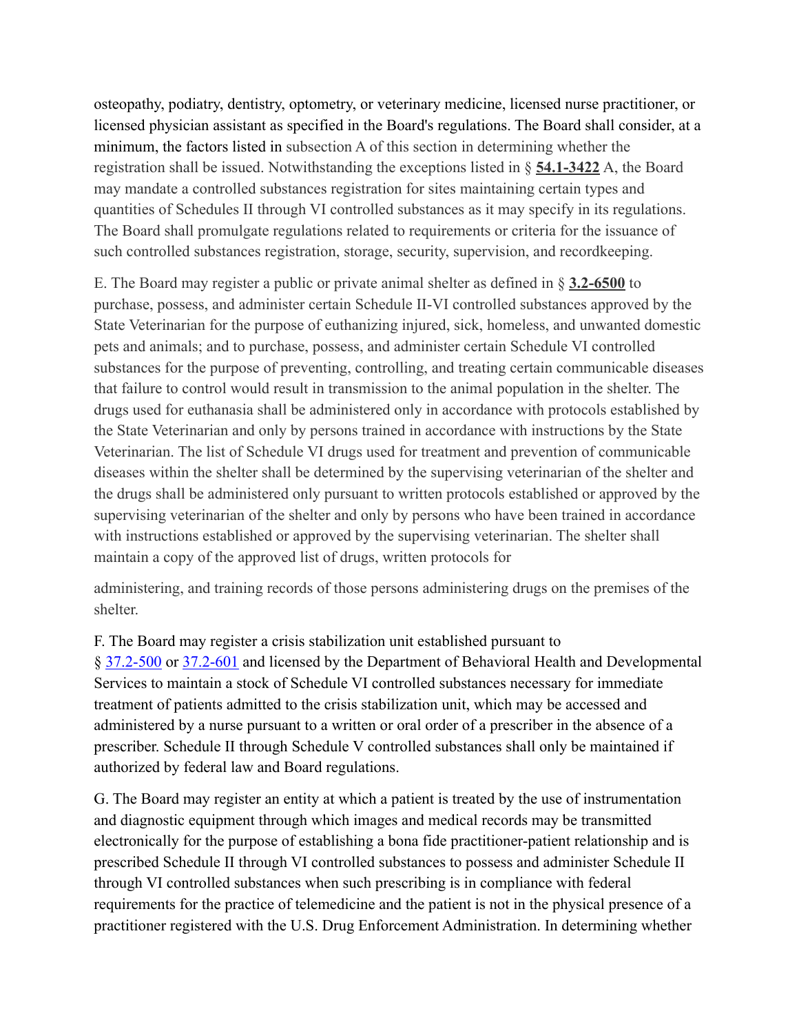osteopathy, podiatry, dentistry, optometry, or veterinary medicine, licensed nurse practitioner, or licensed physician assistant as specified in the Board's regulations. The Board shall consider, at a minimum, the factors listed in subsection A of this section in determining whether the registration shall be issued. Notwithstanding the exceptions listed in § **54.1-3422** A, the Board may mandate a controlled substances registration for sites maintaining certain types and quantities of Schedules II through VI controlled substances as it may specify in its regulations. The Board shall promulgate regulations related to requirements or criteria for the issuance of such controlled substances registration, storage, security, supervision, and recordkeeping.

E. The Board may register a public or private animal shelter as defined in § **3.2-6500** to purchase, possess, and administer certain Schedule II-VI controlled substances approved by the State Veterinarian for the purpose of euthanizing injured, sick, homeless, and unwanted domestic pets and animals; and to purchase, possess, and administer certain Schedule VI controlled substances for the purpose of preventing, controlling, and treating certain communicable diseases that failure to control would result in transmission to the animal population in the shelter. The drugs used for euthanasia shall be administered only in accordance with protocols established by the State Veterinarian and only by persons trained in accordance with instructions by the State Veterinarian. The list of Schedule VI drugs used for treatment and prevention of communicable diseases within the shelter shall be determined by the supervising veterinarian of the shelter and the drugs shall be administered only pursuant to written protocols established or approved by the supervising veterinarian of the shelter and only by persons who have been trained in accordance with instructions established or approved by the supervising veterinarian. The shelter shall maintain a copy of the approved list of drugs, written protocols for administering, and training records of those persons administering drugs on the premises of the shelter.

F. The Board may register a crisis stabilization unit established pursuant to § 37.2-500 or 37.2-601 and licensed by the Department of Behavioral Health and Developmental Services to maintain a stock of Schedule VI controlled substances necessary for immediate treatment of patients admitted to the crisis stabilization unit, which may be accessed and administered by a nurse pursuant to a written or oral order of a prescriber in the absence of a prescriber. Schedule II through Schedule V controlled substances shall only be maintained if authorized by federal law and Board regulations.

G. The Board may register an entity at which a patient is treated by the use of instrumentation and diagnostic equipment through which images and medical records may be transmitted electronically for the purpose of establishing a bona fide practitioner-patient relationship and is prescribed Schedule II through VI controlled substances to possess and administer Schedule II through VI controlled substances when such prescribing is in compliance with federal requirements for the practice of telemedicine and the patient is not in the physical presence of a practitioner registered with the U.S. Drug Enforcement Administration. In determining whether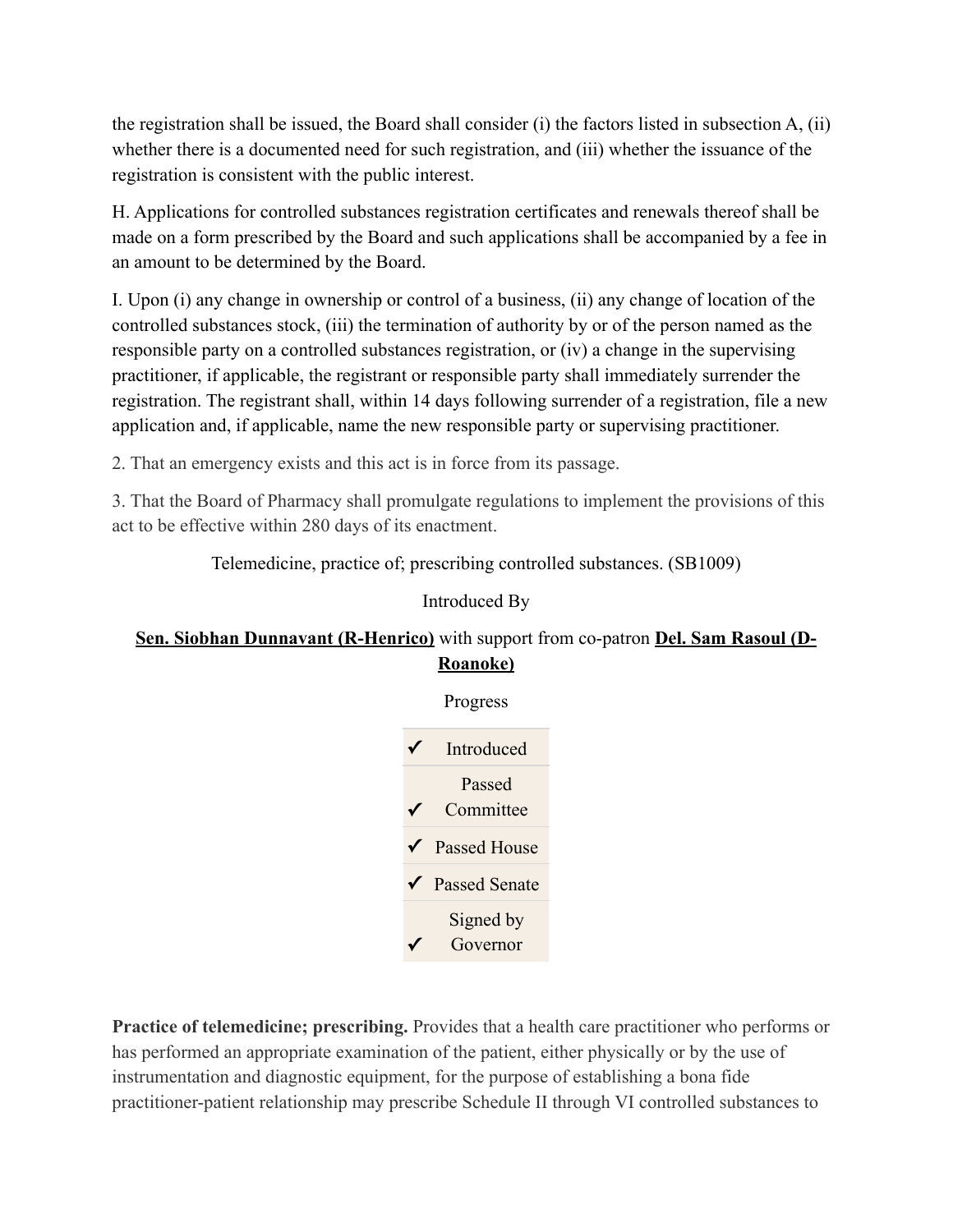the registration shall be issued, the Board shall consider (i) the factors listed in subsection A, (ii) whether there is a documented need for such registration, and (iii) whether the issuance of the registration is consistent with the public interest.

H. Applications for controlled substances registration certificates and renewals thereof shall be made on a form prescribed by the Board and such applications shall be accompanied by a fee in an amount to be determined by the Board.

I. Upon (i) any change in ownership or control of a business, (ii) any change of location of the controlled substances stock, (iii) the termination of authority by or of the person named as the responsible party on a controlled substances registration, or (iv) a change in the supervising practitioner, if applicable, the registrant or responsible party shall immediately surrender the registration. The registrant shall, within 14 days following surrender of a registration, file a new application and, if applicable, name the new responsible party or supervising practitioner.

2. That an emergency exists and this act is in force from its passage.

3. That the Board of Pharmacy shall promulgate regulations to implement the provisions of this act to be effective within 280 days of its enactment.

Telemedicine, practice of; prescribing controlled substances. (SB1009)

Introduced By

**Sen. Siobhan Dunnavant (R-Henrico)** with support from co-patron **Del. Sam Rasoul (D-Roanoke)**

Progress

| | |
|---|---|
| ✓ | Introduced |
| ✓ | Passed Committee |
| ✓ | Passed House |
| ✓ | Passed Senate |
| ✓ | Signed by Governor |

**Practice of telemedicine; prescribing.** Provides that a health care practitioner who performs or has performed an appropriate examination of the patient, either physically or by the use of instrumentation and diagnostic equipment, for the purpose of establishing a bona fide practitioner-patient relationship may prescribe Schedule II through VI controlled substances to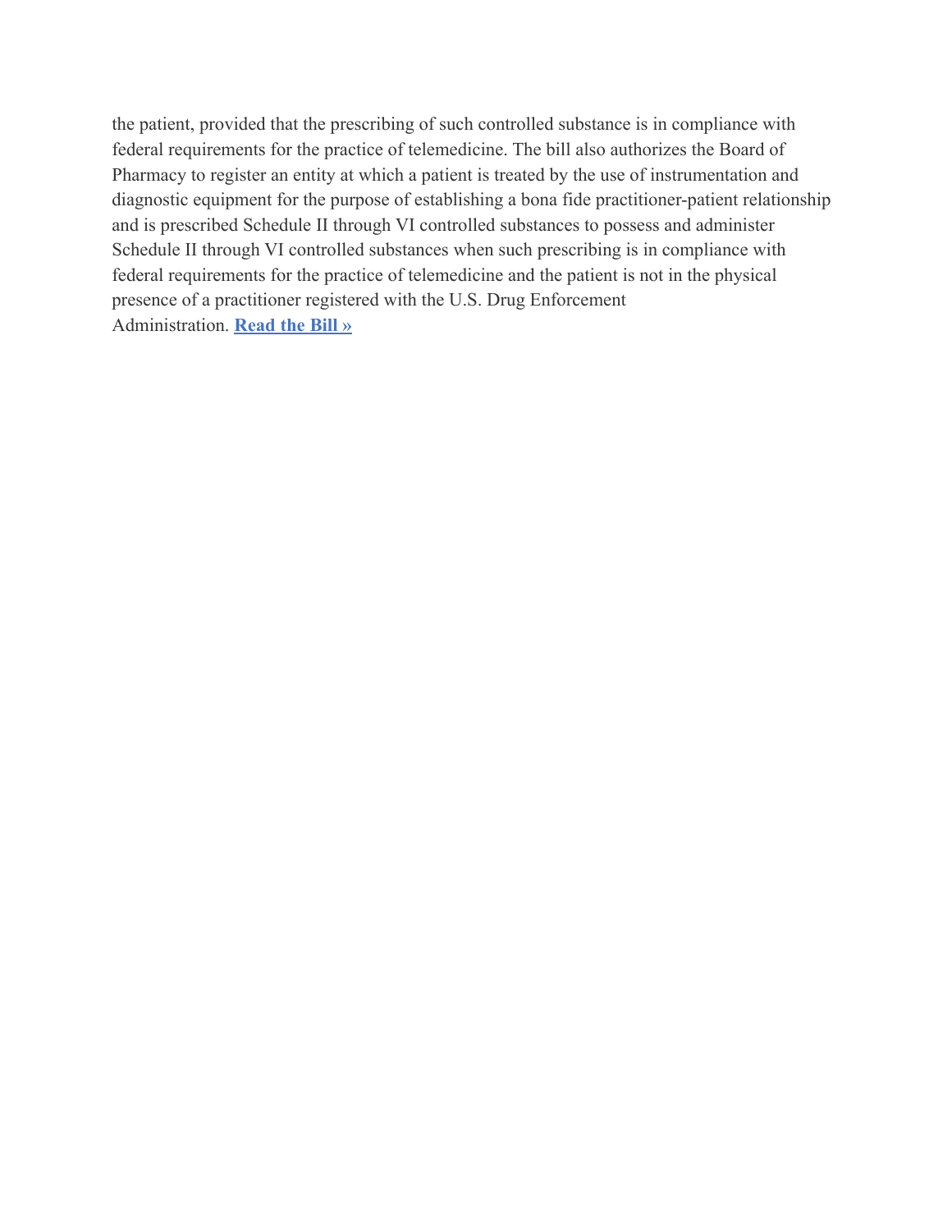the patient, provided that the prescribing of such controlled substance is in compliance with federal requirements for the practice of telemedicine. The bill also authorizes the Board of Pharmacy to register an entity at which a patient is treated by the use of instrumentation and diagnostic equipment for the purpose of establishing a bona fide practitioner-patient relationship and is prescribed Schedule II through VI controlled substances to possess and administer Schedule II through VI controlled substances when such prescribing is in compliance with federal requirements for the practice of telemedicine and the patient is not in the physical presence of a practitioner registered with the U.S. Drug Enforcement Administration. **Read the Bill »**